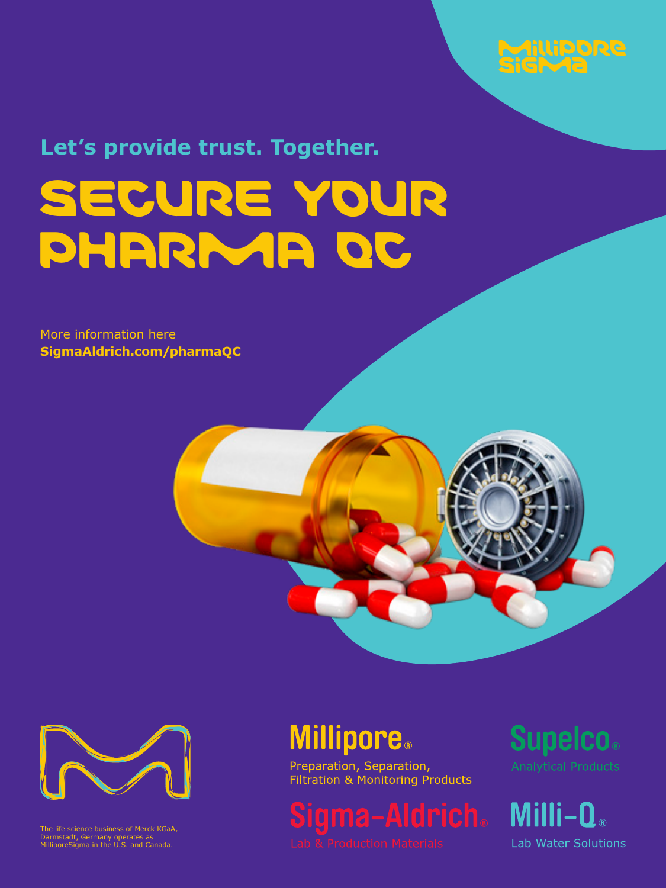MilliporeSigma

Let's provide trust. Together.

# SECURE YOUR PHARMA QC

More information here
**SigmaAldrich.com/pharmaQC**

The life science business of Merck KGaA, Darmstadt, Germany operates as MilliporeSigma in the U.S. and Canada.

**Millipore®**
Preparation, Separation, Filtration & Monitoring Products

**Supelco®**
Analytical Products

**Sigma-Aldrich®**
Lab & Production Materials

**Milli-Q®**
Lab Water Solutions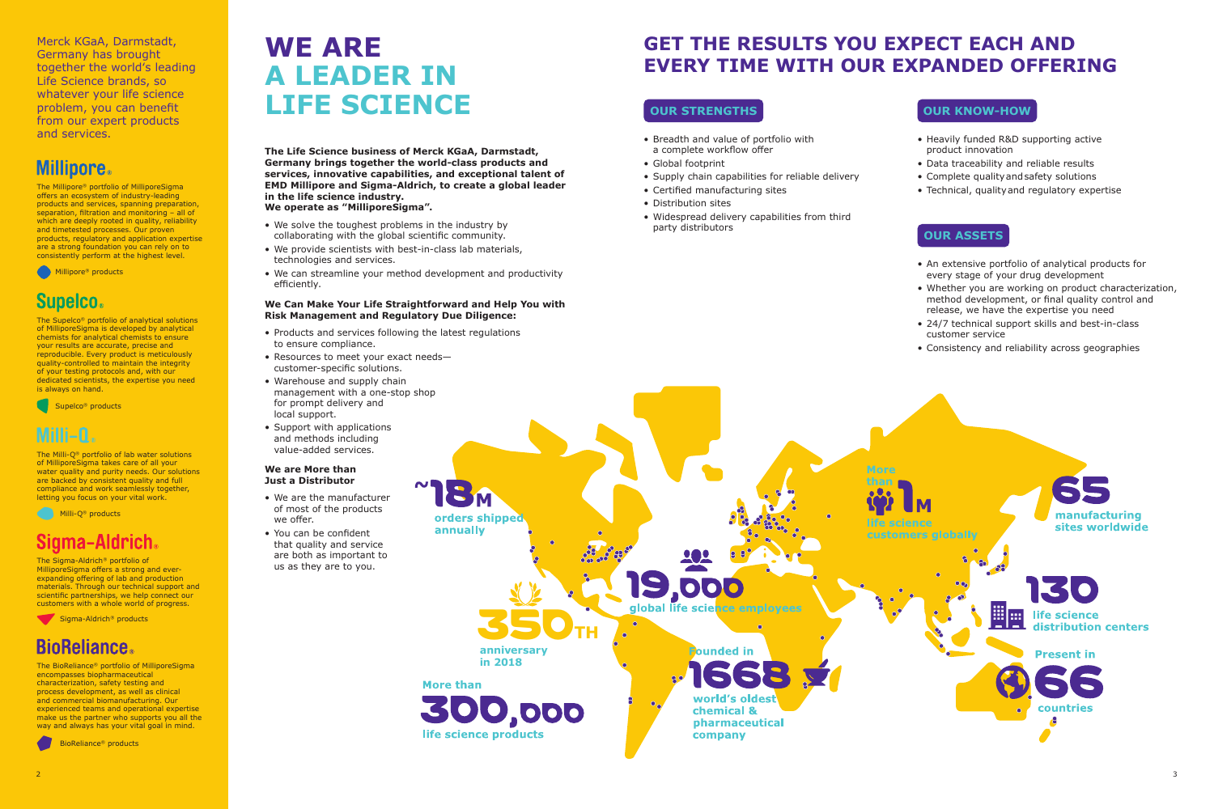Merck KGaA, Darmstadt, Germany has brought together the world's leading Life Science brands, so whatever your life science problem, you can benefit from our expert products and services.

## Millipore®

The Millipore® portfolio of MilliporeSigma offers an ecosystem of industry-leading products and services, spanning preparation, separation, filtration and monitoring – all of which are deeply rooted in quality, reliability and timetested processes. Our proven products, regulatory and application expertise are a strong foundation you can rely on to consistently perform at the highest level.

Millipore® products

## Supelco®

The Supelco® portfolio of analytical solutions of MilliporeSigma is developed by analytical chemists for analytical chemists to ensure your results are accurate, precise and reproducible. Every product is meticulously quality-controlled to maintain the integrity of your testing protocols and, with our dedicated scientists, the expertise you need is always on hand.

Supelco® products

## Milli-Q®

The Milli-Q® portfolio of lab water solutions of MilliporeSigma takes care of all your water quality and purity needs. Our solutions are backed by consistent quality and full compliance and work seamlessly together, letting you focus on your vital work.

Milli-Q® products

## Sigma-Aldrich®

The Sigma-Aldrich® portfolio of MilliporeSigma offers a strong and ever-expanding offering of lab and production materials. Through our technical support and scientific partnerships, we help connect our customers with a whole world of progress.

Sigma-Aldrich® products

## BioReliance®

The BioReliance® portfolio of MilliporeSigma encompasses biopharmaceutical characterization, safety testing and process development, as well as clinical and commercial biomanufacturing. Our experienced teams and operational expertise make us the partner who supports you all the way and always has your vital goal in mind.

BioReliance® products

# WE ARE A LEADER IN LIFE SCIENCE

**The Life Science business of Merck KGaA, Darmstadt, Germany brings together the world-class products and services, innovative capabilities, and exceptional talent of EMD Millipore and Sigma-Aldrich, to create a global leader in the life science industry.**
**We operate as "MilliporeSigma".**

- We solve the toughest problems in the industry by collaborating with the global scientific community.
- We provide scientists with best-in-class lab materials, technologies and services.
- We can streamline your method development and productivity efficiently.

**We Can Make Your Life Straightforward and Help You with Risk Management and Regulatory Due Diligence:**

- Products and services following the latest regulations to ensure compliance.
- Resources to meet your exact needs—customer-specific solutions.
- Warehouse and supply chain management with a one-stop shop for prompt delivery and local support.
- Support with applications and methods including value-added services.

**We are More than Just a Distributor**

- We are the manufacturer of most of the products we offer.
- You can be confident that quality and service are both as important to us as they are to you.

# GET THE RESULTS YOU EXPECT EACH AND EVERY TIME WITH OUR EXPANDED OFFERING

## OUR STRENGTHS

- Breadth and value of portfolio with a complete workflow offer
- Global footprint
- Supply chain capabilities for reliable delivery
- Certified manufacturing sites
- Distribution sites
- Widespread delivery capabilities from third party distributors

## OUR KNOW-HOW

- Heavily funded R&D supporting active product innovation
- Data traceability and reliable results
- Complete quality and safety solutions
- Technical, quality and regulatory expertise

## OUR ASSETS

- An extensive portfolio of analytical products for every stage of your drug development
- Whether you are working on product characterization, method development, or final quality control and release, we have the expertise you need
- 24/7 technical support skills and best-in-class customer service
- Consistency and reliability across geographies

~18M orders shipped annually

350TH anniversary in 2018

More than 300,000 life science products

19,000 global life science employees

Founded in 1668 world's oldest chemical & pharmaceutical company

More than 1M life science customers globally

65 manufacturing sites worldwide

130 life science distribution centers

Present in 66 countries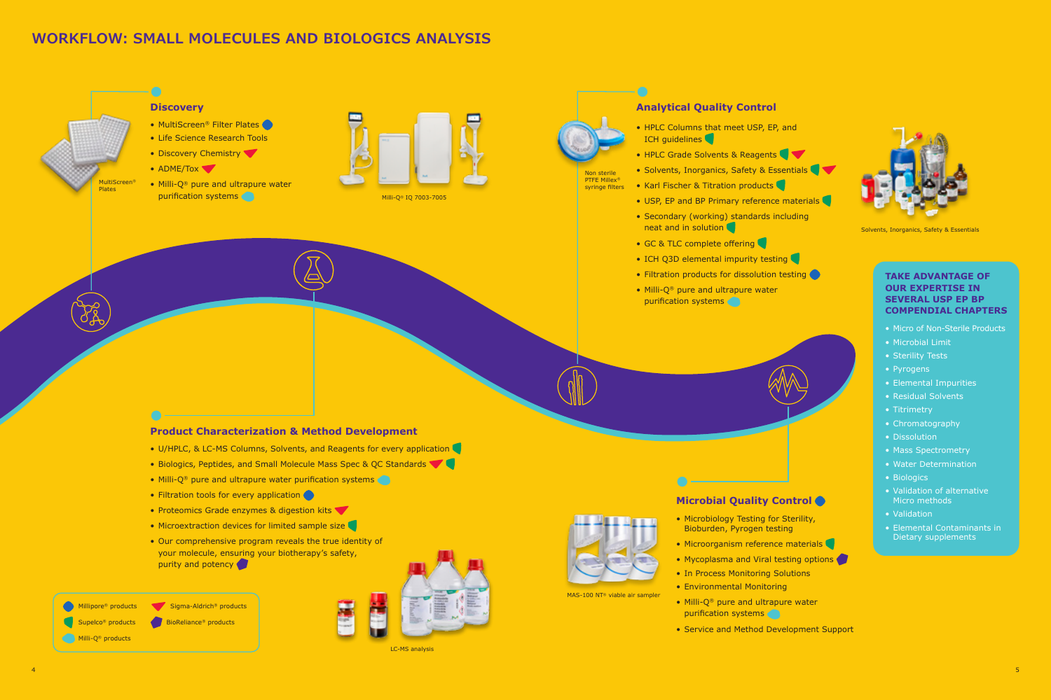# WORKFLOW: SMALL MOLECULES AND BIOLOGICS ANALYSIS

## Discovery

- MultiScreen® Filter Plates
- Life Science Research Tools
- Discovery Chemistry
- ADME/Tox
- Milli-Q® pure and ultrapure water purification systems

MultiScreen® Plates

Milli-Q® IQ 7003-7005

## Analytical Quality Control

- HPLC Columns that meet USP, EP, and ICH guidelines
- HPLC Grade Solvents & Reagents
- Solvents, Inorganics, Safety & Essentials
- Karl Fischer & Titration products
- USP, EP and BP Primary reference materials
- Secondary (working) standards including neat and in solution
- GC & TLC complete offering
- ICH Q3D elemental impurity testing
- Filtration products for dissolution testing
- Milli-Q® pure and ultrapure water purification systems

Non sterile PTFE Millex® syringe filters

Solvents, Inorganics, Safety & Essentials

## TAKE ADVANTAGE OF OUR EXPERTISE IN SEVERAL USP EP BP COMPENDIAL CHAPTERS

- Micro of Non-Sterile Products
- Microbial Limit
- Sterility Tests
- Pyrogens
- Elemental Impurities
- Residual Solvents
- Titrimetry
- Chromatography
- Dissolution
- Mass Spectrometry
- Water Determination
- Biologics
- Validation of alternative Micro methods
- Validation
- Elemental Contaminants in Dietary supplements

## Product Characterization & Method Development

- U/HPLC, & LC-MS Columns, Solvents, and Reagents for every application
- Biologics, Peptides, and Small Molecule Mass Spec & QC Standards
- Milli-Q® pure and ultrapure water purification systems
- Filtration tools for every application
- Proteomics Grade enzymes & digestion kits
- Microextraction devices for limited sample size
- Our comprehensive program reveals the true identity of your molecule, ensuring your biotherapy's safety, purity and potency

LC-MS analysis

## Microbial Quality Control

- Microbiology Testing for Sterility, Bioburden, Pyrogen testing
- Microorganism reference materials
- Mycoplasma and Viral testing options
- In Process Monitoring Solutions
- Environmental Monitoring
- Milli-Q® pure and ultrapure water purification systems
- Service and Method Development Support

MAS-100 NT® viable air sampler

Millipore® products | Sigma-Aldrich® products | Supelco® products | BioReliance® products | Milli-Q® products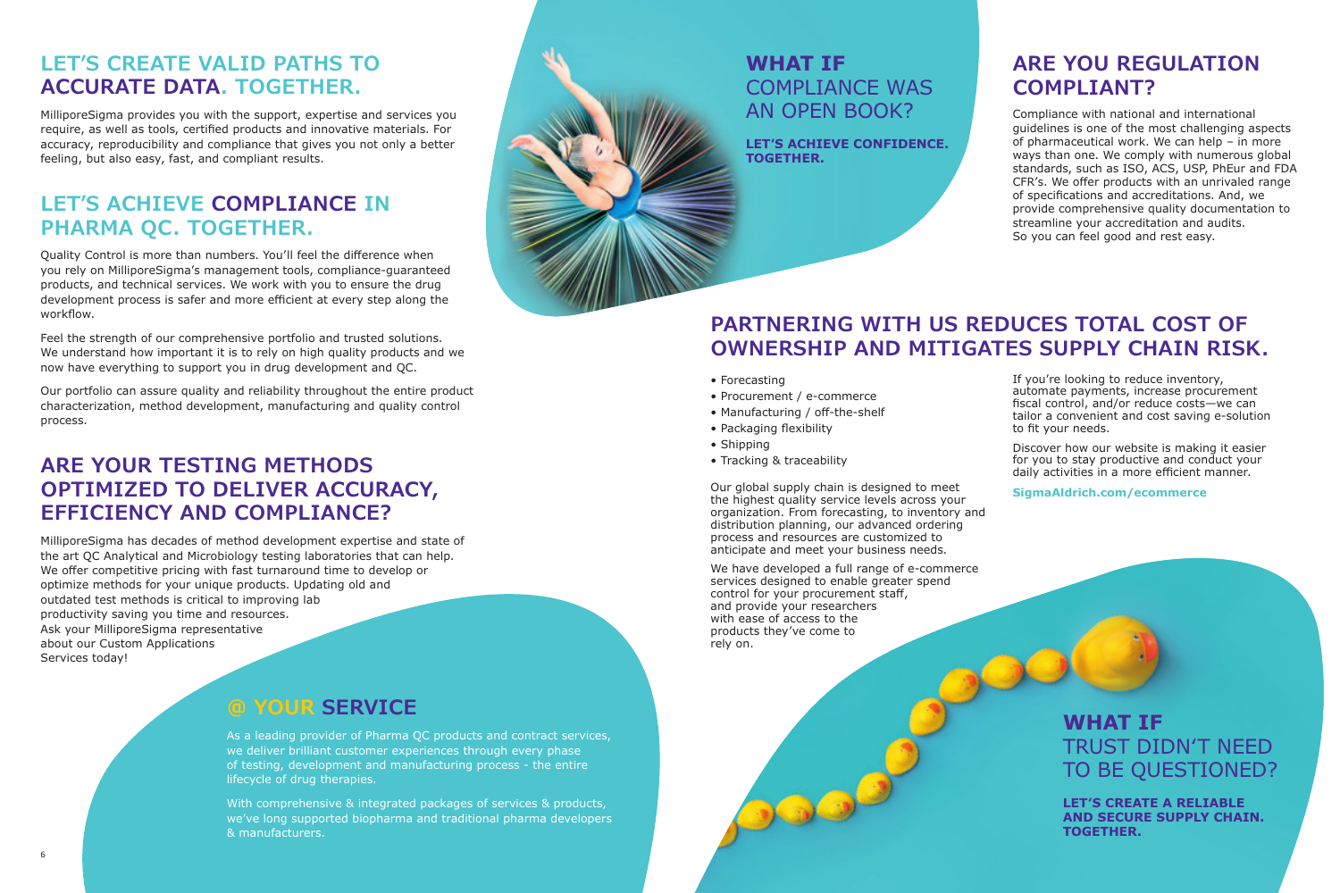## LET'S CREATE VALID PATHS TO ACCURATE DATA. TOGETHER.

MilliporeSigma provides you with the support, expertise and services you require, as well as tools, certified products and innovative materials. For accuracy, reproducibility and compliance that gives you not only a better feeling, but also easy, fast, and compliant results.

## LET'S ACHIEVE COMPLIANCE IN PHARMA QC. TOGETHER.

Quality Control is more than numbers. You'll feel the difference when you rely on MilliporeSigma's management tools, compliance-guaranteed products, and technical services. We work with you to ensure the drug development process is safer and more efficient at every step along the workflow.

Feel the strength of our comprehensive portfolio and trusted solutions. We understand how important it is to rely on high quality products and we now have everything to support you in drug development and QC.

Our portfolio can assure quality and reliability throughout the entire product characterization, method development, manufacturing and quality control process.

## ARE YOUR TESTING METHODS OPTIMIZED TO DELIVER ACCURACY, EFFICIENCY AND COMPLIANCE?

MilliporeSigma has decades of method development expertise and state of the art QC Analytical and Microbiology testing laboratories that can help. We offer competitive pricing with fast turnaround time to develop or optimize methods for your unique products. Updating old and outdated test methods is critical to improving lab productivity saving you time and resources. Ask your MilliporeSigma representative about our Custom Applications Services today!

## @ YOUR SERVICE

As a leading provider of Pharma QC products and contract services, we deliver brilliant customer experiences through every phase of testing, development and manufacturing process - the entire lifecycle of drug therapies.

With comprehensive & integrated packages of services & products, we've long supported biopharma and traditional pharma developers & manufacturers.

## WHAT IF COMPLIANCE WAS AN OPEN BOOK?

**LET'S ACHIEVE CONFIDENCE. TOGETHER.**

## ARE YOU REGULATION COMPLIANT?

Compliance with national and international guidelines is one of the most challenging aspects of pharmaceutical work. We can help – in more ways than one. We comply with numerous global standards, such as ISO, ACS, USP, PhEur and FDA CFR's. We offer products with an unrivaled range of specifications and accreditations. And, we provide comprehensive quality documentation to streamline your accreditation and audits. So you can feel good and rest easy.

## PARTNERING WITH US REDUCES TOTAL COST OF OWNERSHIP AND MITIGATES SUPPLY CHAIN RISK.

- Forecasting
- Procurement / e-commerce
- Manufacturing / off-the-shelf
- Packaging flexibility
- Shipping
- Tracking & traceability

Our global supply chain is designed to meet the highest quality service levels across your organization. From forecasting, to inventory and distribution planning, our advanced ordering process and resources are customized to anticipate and meet your business needs.

We have developed a full range of e-commerce services designed to enable greater spend control for your procurement staff, and provide your researchers with ease of access to the products they've come to rely on.

If you're looking to reduce inventory, automate payments, increase procurement fiscal control, and/or reduce costs—we can tailor a convenient and cost saving e-solution to fit your needs.

Discover how our website is making it easier for you to stay productive and conduct your daily activities in a more efficient manner.

**SigmaAldrich.com/ecommerce**

## WHAT IF TRUST DIDN'T NEED TO BE QUESTIONED?

**LET'S CREATE A RELIABLE AND SECURE SUPPLY CHAIN. TOGETHER.**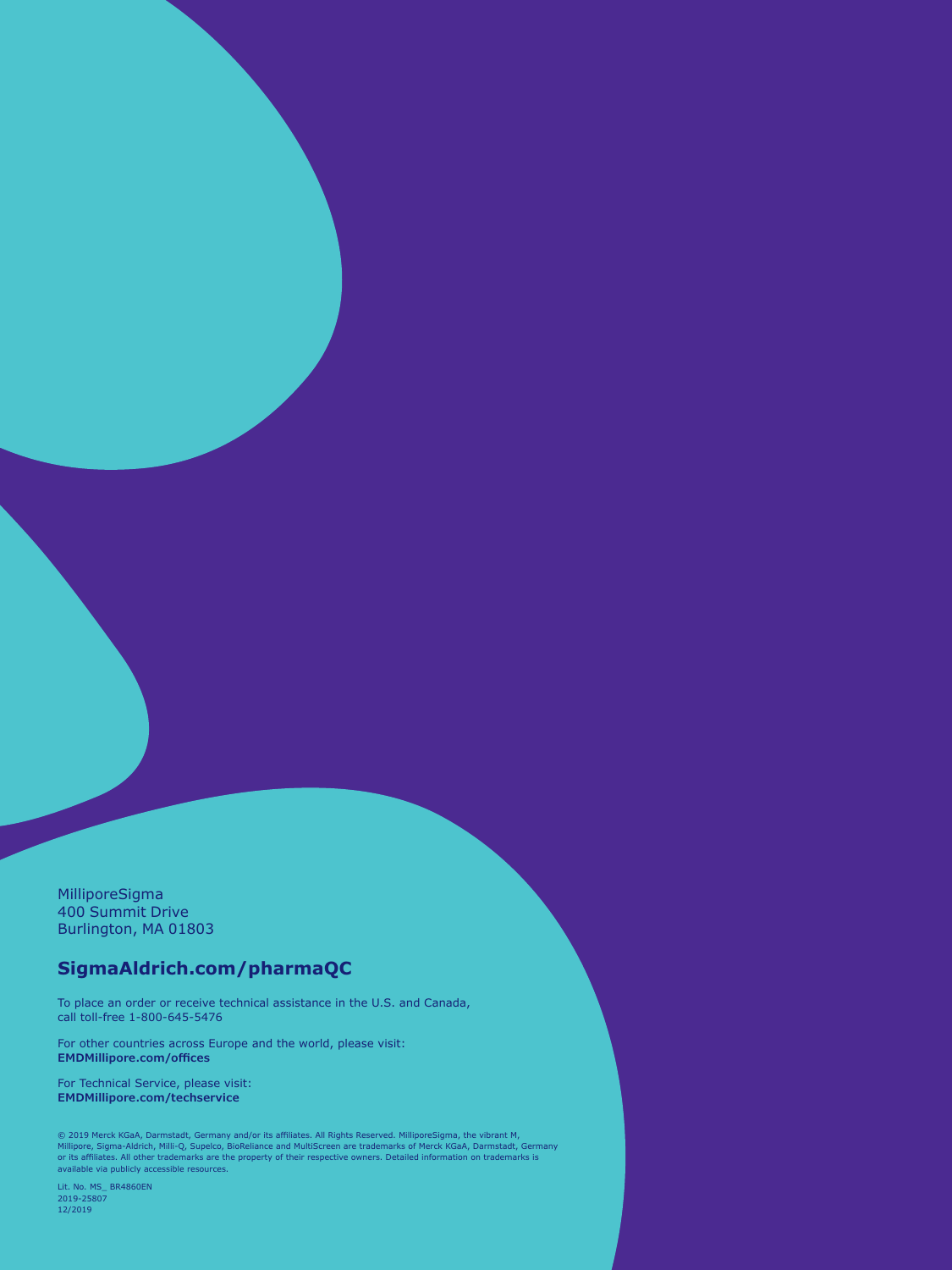MilliporeSigma
400 Summit Drive
Burlington, MA 01803

## SigmaAldrich.com/pharmaQC

To place an order or receive technical assistance in the U.S. and Canada, call toll-free 1-800-645-5476

For other countries across Europe and the world, please visit:
**EMDMillipore.com/offices**

For Technical Service, please visit:
**EMDMillipore.com/techservice**

© 2019 Merck KGaA, Darmstadt, Germany and/or its affiliates. All Rights Reserved. MilliporeSigma, the vibrant M, Millipore, Sigma-Aldrich, Milli-Q, Supelco, BioReliance and MultiScreen are trademarks of Merck KGaA, Darmstadt, Germany or its affiliates. All other trademarks are the property of their respective owners. Detailed information on trademarks is available via publicly accessible resources.

Lit. No. MS_ BR4860EN
2019-25807
12/2019